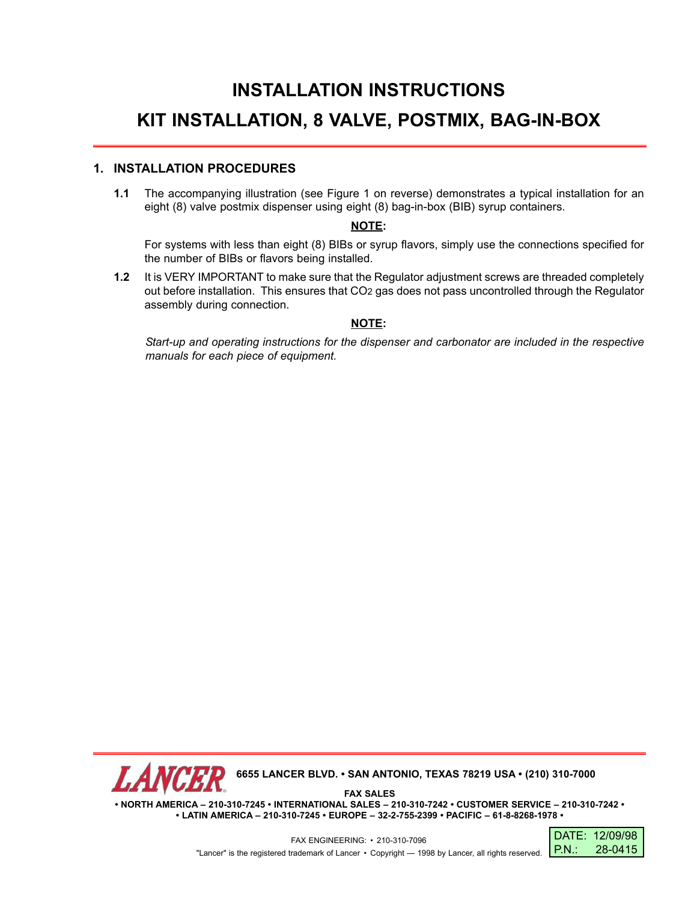# INSTALLATION INSTRUCTIONS

# KIT INSTALLATION, 8 VALVE, POSTMIX, BAG-IN-BOX

## 1. INSTALLATION PROCEDURES

**1.1** The accompanying illustration (see Figure 1 on reverse) demonstrates a typical installation for an eight (8) valve postmix dispenser using eight (8) bag-in-box (BIB) syrup containers.

**NOTE:**

For systems with less than eight (8) BIBs or syrup flavors, simply use the connections specified for the number of BIBs or flavors being installed.

**1.2** It is VERY IMPORTANT to make sure that the Regulator adjustment screws are threaded completely out before installation. This ensures that $CO_2$ gas does not pass uncontrolled through the Regulator assembly during connection.

**NOTE:**

*Start-up and operating instructions for the dispenser and carbonator are included in the respective manuals for each piece of equipment.*

**LANCER** 6655 LANCER BLVD. • SAN ANTONIO, TEXAS 78219 USA • (210) 310-7000

**FAX SALES**

**• NORTH AMERICA – 210-310-7245 • INTERNATIONAL SALES – 210-310-7242 • CUSTOMER SERVICE – 210-310-7242 •**
**• LATIN AMERICA – 210-310-7245 • EUROPE – 32-2-755-2399 • PACIFIC – 61-8-8268-1978 •**

FAX ENGINEERING: • 210-310-7096

"Lancer" is the registered trademark of Lancer • Copyright — 1998 by Lancer, all rights reserved.

DATE: 12/09/98
P.N.: 28-0415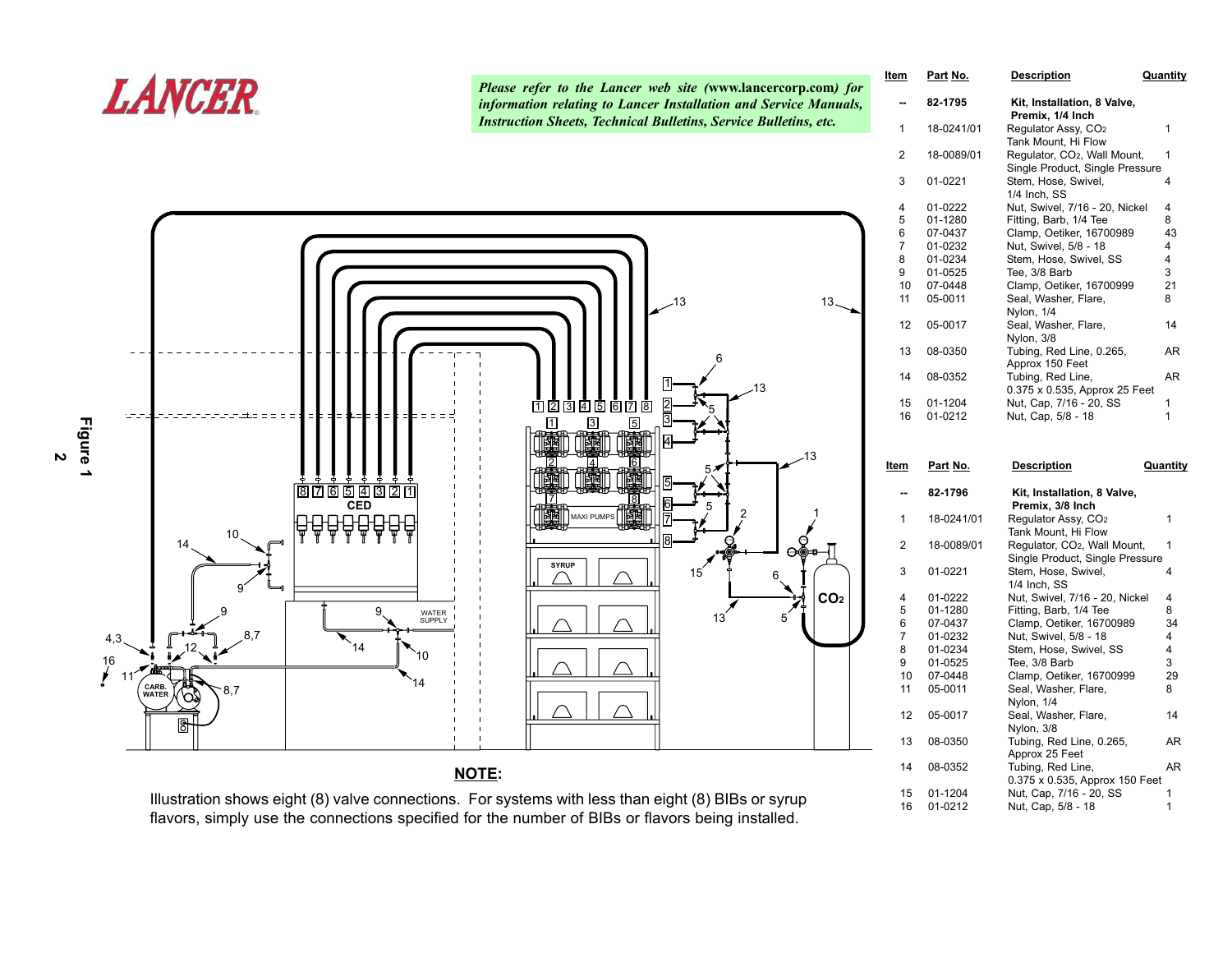*Please refer to the Lancer web site (www.lancercorp.com) for information relating to Lancer Installation and Service Manuals, Instruction Sheets, Technical Bulletins, Service Bulletins, etc.*

Figure 1

**NOTE:**

Illustration shows eight (8) valve connections. For systems with less than eight (8) BIBs or syrup flavors, simply use the connections specified for the number of BIBs or flavors being installed.

| Item | Part No. | Description | Quantity |
|---|---|---|---|
| -- | **82-1795** | **Kit, Installation, 8 Valve, Premix, 1/4 Inch** | |
| 1 | 18-0241/01 | Regulator Assy, $CO_2$ Tank Mount, Hi Flow | 1 |
| 2 | 18-0089/01 | Regulator, $CO_2$, Wall Mount, Single Product, Single Pressure | 1 |
| 3 | 01-0221 | Stem, Hose, Swivel, 1/4 Inch, SS | 4 |
| 4 | 01-0222 | Nut, Swivel, 7/16 - 20, Nickel | 4 |
| 5 | 01-1280 | Fitting, Barb, 1/4 Tee | 8 |
| 6 | 07-0437 | Clamp, Oetiker, 16700989 | 43 |
| 7 | 01-0232 | Nut, Swivel, 5/8 - 18 | 4 |
| 8 | 01-0234 | Stem, Hose, Swivel, SS | 4 |
| 9 | 01-0525 | Tee, 3/8 Barb | 3 |
| 10 | 07-0448 | Clamp, Oetiker, 16700999 | 21 |
| 11 | 05-0011 | Seal, Washer, Flare, Nylon, 1/4 | 8 |
| 12 | 05-0017 | Seal, Washer, Flare, Nylon, 3/8 | 14 |
| 13 | 08-0350 | Tubing, Red Line, 0.265, Approx 150 Feet | AR |
| 14 | 08-0352 | Tubing, Red Line, 0.375 x 0.535, Approx 25 Feet | AR |
| 15 | 01-1204 | Nut, Cap, 7/16 - 20, SS | 1 |
| 16 | 01-0212 | Nut, Cap, 5/8 - 18 | 1 |

| Item | Part No. | Description | Quantity |
|---|---|---|---|
| -- | **82-1796** | **Kit, Installation, 8 Valve, Premix, 3/8 Inch** | |
| 1 | 18-0241/01 | Regulator Assy, $CO_2$ Tank Mount, Hi Flow | 1 |
| 2 | 18-0089/01 | Regulator, $CO_2$, Wall Mount, Single Product, Single Pressure | 1 |
| 3 | 01-0221 | Stem, Hose, Swivel, 1/4 Inch, SS | 4 |
| 4 | 01-0222 | Nut, Swivel, 7/16 - 20, Nickel | 4 |
| 5 | 01-1280 | Fitting, Barb, 1/4 Tee | 8 |
| 6 | 07-0437 | Clamp, Oetiker, 16700989 | 34 |
| 7 | 01-0232 | Nut, Swivel, 5/8 - 18 | 4 |
| 8 | 01-0234 | Stem, Hose, Swivel, SS | 4 |
| 9 | 01-0525 | Tee, 3/8 Barb | 3 |
| 10 | 07-0448 | Clamp, Oetiker, 16700999 | 29 |
| 11 | 05-0011 | Seal, Washer, Flare, Nylon, 1/4 | 8 |
| 12 | 05-0017 | Seal, Washer, Flare, Nylon, 3/8 | 14 |
| 13 | 08-0350 | Tubing, Red Line, 0.265, Approx 25 Feet | AR |
| 14 | 08-0352 | Tubing, Red Line, 0.375 x 0.535, Approx 150 Feet | AR |
| 15 | 01-1204 | Nut, Cap, 7/16 - 20, SS | 1 |
| 16 | 01-0212 | Nut, Cap, 5/8 - 18 | 1 |